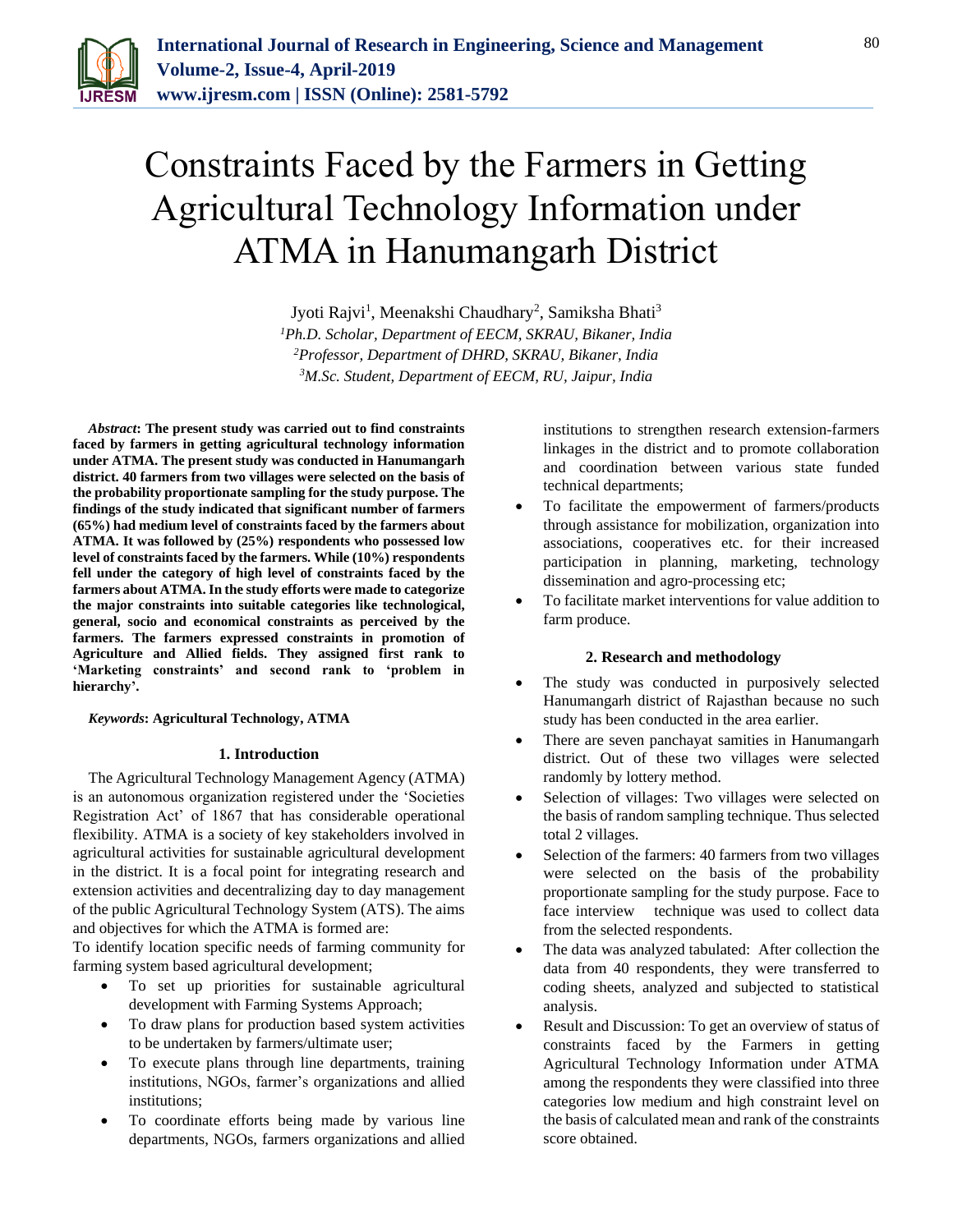# Constraints Faced by the Farmers in Getting Agricultural Technology Information under ATMA in Hanumangarh District

Jyoti Rajvi[1], Meenakshi Chaudhary[2], Samiksha Bhati[3]

[1]*Ph.D. Scholar, Department of EECM, SKRAU, Bikaner, India*
[2]*Professor, Department of DHRD, SKRAU, Bikaner, India*
[3]*M.Sc. Student, Department of EECM, RU, Jaipur, India*

***Abstract*: The present study was carried out to find constraints faced by farmers in getting agricultural technology information under ATMA. The present study was conducted in Hanumangarh district. 40 farmers from two villages were selected on the basis of the probability proportionate sampling for the study purpose. The findings of the study indicated that significant number of farmers (65%) had medium level of constraints faced by the farmers about ATMA. It was followed by (25%) respondents who possessed low level of constraints faced by the farmers. While (10%) respondents fell under the category of high level of constraints faced by the farmers about ATMA. In the study efforts were made to categorize the major constraints into suitable categories like technological, general, socio and economical constraints as perceived by the farmers. The farmers expressed constraints in promotion of Agriculture and Allied fields. They assigned first rank to 'Marketing constraints' and second rank to 'problem in hierarchy'.**

***Keywords*: Agricultural Technology, ATMA**

## 1. Introduction

The Agricultural Technology Management Agency (ATMA) is an autonomous organization registered under the 'Societies Registration Act' of 1867 that has considerable operational flexibility. ATMA is a society of key stakeholders involved in agricultural activities for sustainable agricultural development in the district. It is a focal point for integrating research and extension activities and decentralizing day to day management of the public Agricultural Technology System (ATS). The aims and objectives for which the ATMA is formed are:

To identify location specific needs of farming community for farming system based agricultural development;

- To set up priorities for sustainable agricultural development with Farming Systems Approach;
- To draw plans for production based system activities to be undertaken by farmers/ultimate user;
- To execute plans through line departments, training institutions, NGOs, farmer's organizations and allied institutions;
- To coordinate efforts being made by various line departments, NGOs, farmers organizations and allied institutions to strengthen research extension-farmers linkages in the district and to promote collaboration and coordination between various state funded technical departments;
- To facilitate the empowerment of farmers/products through assistance for mobilization, organization into associations, cooperatives etc. for their increased participation in planning, marketing, technology dissemination and agro-processing etc;
- To facilitate market interventions for value addition to farm produce.

## 2. Research and methodology

- The study was conducted in purposively selected Hanumangarh district of Rajasthan because no such study has been conducted in the area earlier.
- There are seven panchayat samities in Hanumangarh district. Out of these two villages were selected randomly by lottery method.
- Selection of villages: Two villages were selected on the basis of random sampling technique. Thus selected total 2 villages.
- Selection of the farmers: 40 farmers from two villages were selected on the basis of the probability proportionate sampling for the study purpose. Face to face interview technique was used to collect data from the selected respondents.
- The data was analyzed tabulated: After collection the data from 40 respondents, they were transferred to coding sheets, analyzed and subjected to statistical analysis.
- Result and Discussion: To get an overview of status of constraints faced by the Farmers in getting Agricultural Technology Information under ATMA among the respondents they were classified into three categories low medium and high constraint level on the basis of calculated mean and rank of the constraints score obtained.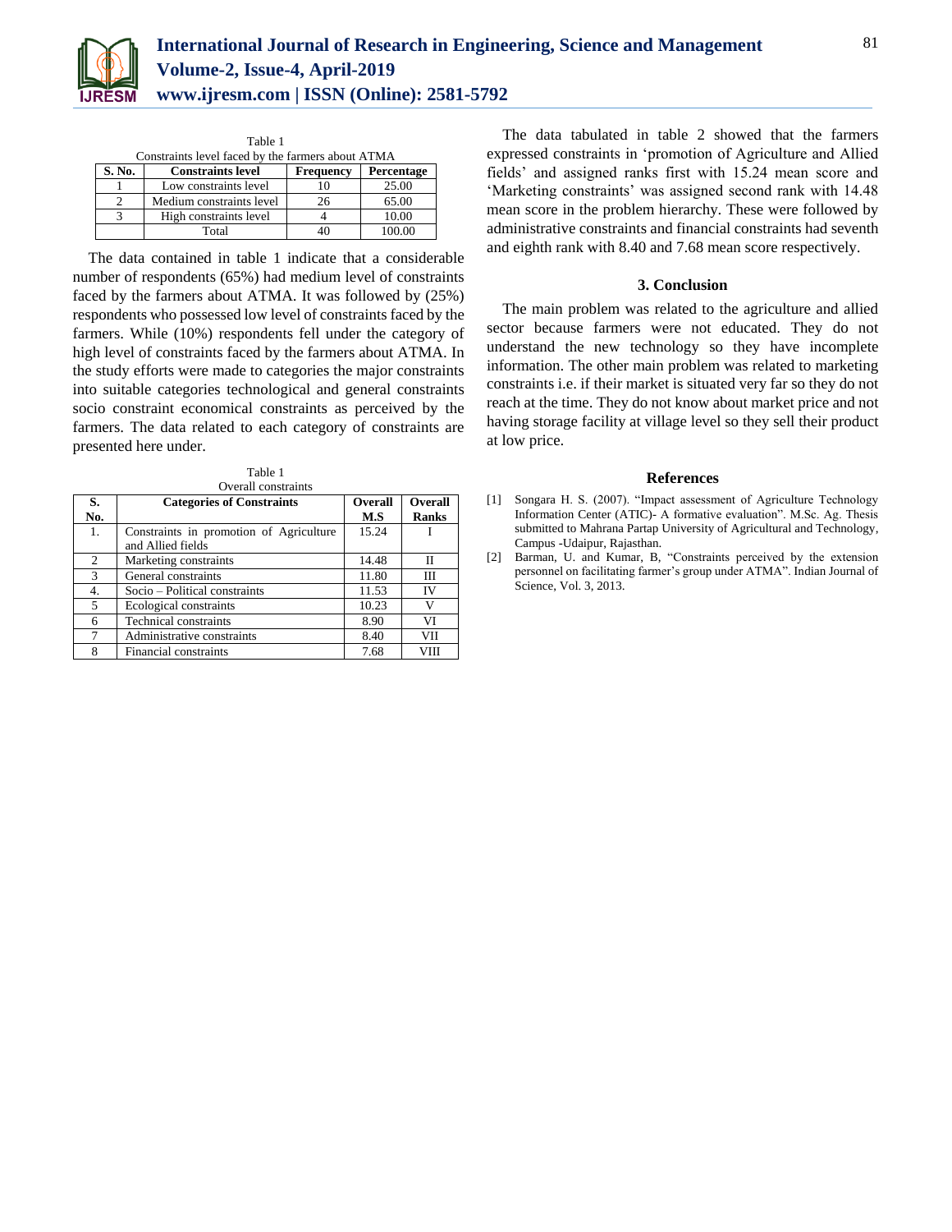Table 1

Constraints level faced by the farmers about ATMA

| S. No. | Constraints level | Frequency | Percentage |
|---|---|---|---|
| 1 | Low constraints level | 10 | 25.00 |
| 2 | Medium constraints level | 26 | 65.00 |
| 3 | High constraints level | 4 | 10.00 |
| | Total | 40 | 100.00 |

The data contained in table 1 indicate that a considerable number of respondents (65%) had medium level of constraints faced by the farmers about ATMA. It was followed by (25%) respondents who possessed low level of constraints faced by the farmers. While (10%) respondents fell under the category of high level of constraints faced by the farmers about ATMA. In the study efforts were made to categories the major constraints into suitable categories technological and general constraints socio constraint economical constraints as perceived by the farmers. The data related to each category of constraints are presented here under.

Table 1

Overall constraints

| S. No. | Categories of Constraints | Overall M.S | Overall Ranks |
|---|---|---|---|
| 1. | Constraints in promotion of Agriculture and Allied fields | 15.24 | I |
| 2 | Marketing constraints | 14.48 | II |
| 3 | General constraints | 11.80 | III |
| 4. | Socio – Political constraints | 11.53 | IV |
| 5 | Ecological constraints | 10.23 | V |
| 6 | Technical constraints | 8.90 | VI |
| 7 | Administrative constraints | 8.40 | VII |
| 8 | Financial constraints | 7.68 | VIII |

The data tabulated in table 2 showed that the farmers expressed constraints in 'promotion of Agriculture and Allied fields' and assigned ranks first with 15.24 mean score and 'Marketing constraints' was assigned second rank with 14.48 mean score in the problem hierarchy. These were followed by administrative constraints and financial constraints had seventh and eighth rank with 8.40 and 7.68 mean score respectively.

## 3. Conclusion

The main problem was related to the agriculture and allied sector because farmers were not educated. They do not understand the new technology so they have incomplete information. The other main problem was related to marketing constraints i.e. if their market is situated very far so they do not reach at the time. They do not know about market price and not having storage facility at village level so they sell their product at low price.

## References

[1] Songara H. S. (2007). "Impact assessment of Agriculture Technology Information Center (ATIC)- A formative evaluation". M.Sc. Ag. Thesis submitted to Mahrana Partap University of Agricultural and Technology, Campus -Udaipur, Rajasthan.

[2] Barman, U. and Kumar, B, "Constraints perceived by the extension personnel on facilitating farmer's group under ATMA". Indian Journal of Science, Vol. 3, 2013.